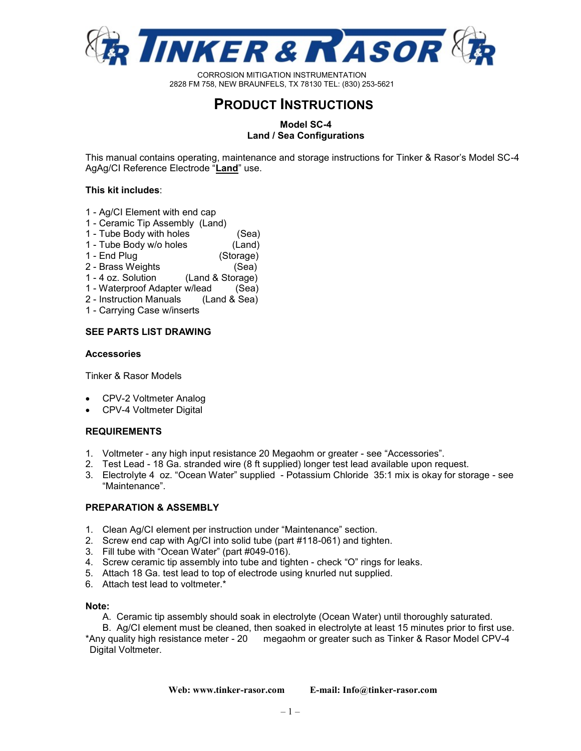# TINKER & RASOR

CORROSION MITIGATION INSTRUMENTATION
2828 FM 758, NEW BRAUNFELS, TX 78130 TEL: (830) 253-5621

## PRODUCT INSTRUCTIONS

**Model SC-4**
**Land / Sea Configurations**

This manual contains operating, maintenance and storage instructions for Tinker & Rasor's Model SC-4 AgAg/Cl Reference Electrode "**Land**" use.

**This kit includes**:

1 - Ag/Cl Element with end cap
1 - Ceramic Tip Assembly (Land)
1 - Tube Body with holes (Sea)
1 - Tube Body w/o holes (Land)
1 - End Plug (Storage)
2 - Brass Weights (Sea)
1 - 4 oz. Solution (Land & Storage)
1 - Waterproof Adapter w/lead (Sea)
2 - Instruction Manuals (Land & Sea)
1 - Carrying Case w/inserts

**SEE PARTS LIST DRAWING**

**Accessories**

Tinker & Rasor Models

- CPV-2 Voltmeter Analog
- CPV-4 Voltmeter Digital

**REQUIREMENTS**

1. Voltmeter - any high input resistance 20 Megaohm or greater - see "Accessories".
2. Test Lead - 18 Ga. stranded wire (8 ft supplied) longer test lead available upon request.
3. Electrolyte 4 oz. "Ocean Water" supplied - Potassium Chloride 35:1 mix is okay for storage - see "Maintenance".

**PREPARATION & ASSEMBLY**

1. Clean Ag/Cl element per instruction under "Maintenance" section.
2. Screw end cap with Ag/Cl into solid tube (part #118-061) and tighten.
3. Fill tube with "Ocean Water" (part #049-016).
4. Screw ceramic tip assembly into tube and tighten - check "O" rings for leaks.
5. Attach 18 Ga. test lead to top of electrode using knurled nut supplied.
6. Attach test lead to voltmeter.*

**Note:**

A. Ceramic tip assembly should soak in electrolyte (Ocean Water) until thoroughly saturated.
B. Ag/Cl element must be cleaned, then soaked in electrolyte at least 15 minutes prior to first use.

*Any quality high resistance meter - 20 megaohm or greater such as Tinker & Rasor Model CPV-4 Digital Voltmeter.

**Web: www.tinker-rasor.com** **E-mail: Info@tinker-rasor.com**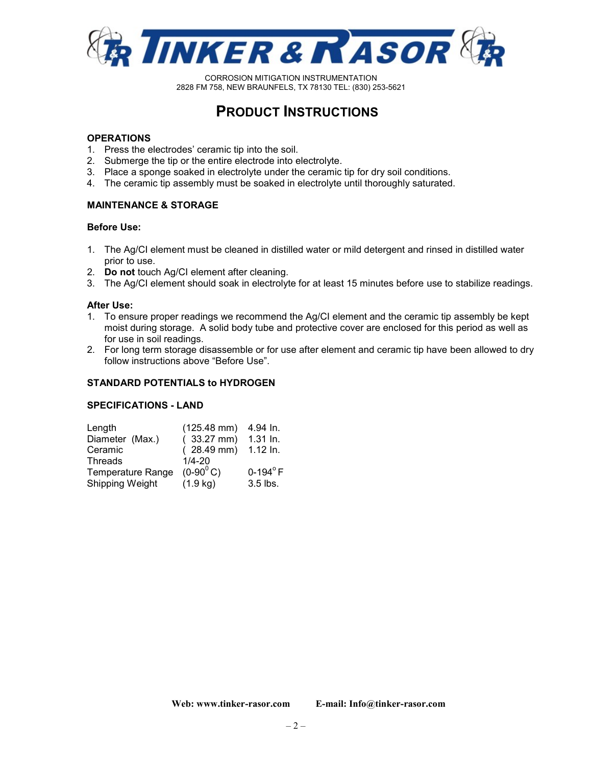TINKER & RASOR

CORROSION MITIGATION INSTRUMENTATION
2828 FM 758, NEW BRAUNFELS, TX 78130 TEL: (830) 253-5621

# PRODUCT INSTRUCTIONS

**OPERATIONS**

1. Press the electrodes' ceramic tip into the soil.
2. Submerge the tip or the entire electrode into electrolyte.
3. Place a sponge soaked in electrolyte under the ceramic tip for dry soil conditions.
4. The ceramic tip assembly must be soaked in electrolyte until thoroughly saturated.

**MAINTENANCE & STORAGE**

**Before Use:**

1. The Ag/Cl element must be cleaned in distilled water or mild detergent and rinsed in distilled water prior to use.
2. **Do not** touch Ag/Cl element after cleaning.
3. The Ag/Cl element should soak in electrolyte for at least 15 minutes before use to stabilize readings.

**After Use:**

1. To ensure proper readings we recommend the Ag/Cl element and the ceramic tip assembly be kept moist during storage. A solid body tube and protective cover are enclosed for this period as well as for use in soil readings.
2. For long term storage disassemble or for use after element and ceramic tip have been allowed to dry follow instructions above "Before Use".

**STANDARD POTENTIALS to HYDROGEN**

**SPECIFICATIONS - LAND**

| | | |
|---|---|---|
| Length | (125.48 mm) | 4.94 In. |
| Diameter (Max.) | ( 33.27 mm) | 1.31 In. |
| Ceramic | ( 28.49 mm) | 1.12 In. |
| Threads | 1/4-20 | |
| Temperature Range | (0-90$^0$C) | 0-194$^o$F |
| Shipping Weight | (1.9 kg) | 3.5 lbs. |

**Web: www.tinker-rasor.com** **E-mail: Info@tinker-rasor.com**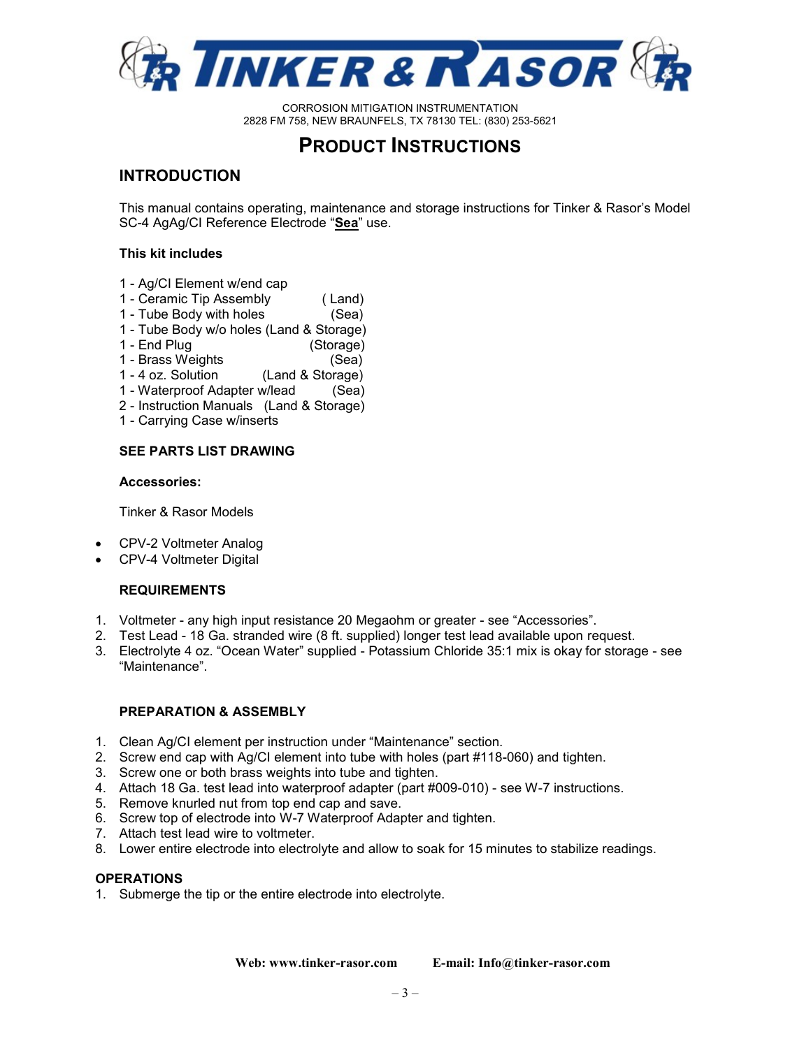# TINKER & RASOR

CORROSION MITIGATION INSTRUMENTATION
2828 FM 758, NEW BRAUNFELS, TX 78130 TEL: (830) 253-5621

# PRODUCT INSTRUCTIONS

## INTRODUCTION

This manual contains operating, maintenance and storage instructions for Tinker & Rasor's Model SC-4 AgAg/Cl Reference Electrode "**Sea**" use.

**This kit includes**

1 - Ag/Cl Element w/end cap
1 - Ceramic Tip Assembly (Land)
1 - Tube Body with holes (Sea)
1 - Tube Body w/o holes (Land & Storage)
1 - End Plug (Storage)
1 - Brass Weights (Sea)
1 - 4 oz. Solution (Land & Storage)
1 - Waterproof Adapter w/lead (Sea)
2 - Instruction Manuals (Land & Storage)
1 - Carrying Case w/inserts

**SEE PARTS LIST DRAWING**

**Accessories:**

Tinker & Rasor Models

- CPV-2 Voltmeter Analog
- CPV-4 Voltmeter Digital

**REQUIREMENTS**

1. Voltmeter - any high input resistance 20 Megaohm or greater - see "Accessories".
2. Test Lead - 18 Ga. stranded wire (8 ft. supplied) longer test lead available upon request.
3. Electrolyte 4 oz. "Ocean Water" supplied - Potassium Chloride 35:1 mix is okay for storage - see "Maintenance".

**PREPARATION & ASSEMBLY**

1. Clean Ag/Cl element per instruction under "Maintenance" section.
2. Screw end cap with Ag/Cl element into tube with holes (part #118-060) and tighten.
3. Screw one or both brass weights into tube and tighten.
4. Attach 18 Ga. test lead into waterproof adapter (part #009-010) - see W-7 instructions.
5. Remove knurled nut from top end cap and save.
6. Screw top of electrode into W-7 Waterproof Adapter and tighten.
7. Attach test lead wire to voltmeter.
8. Lower entire electrode into electrolyte and allow to soak for 15 minutes to stabilize readings.

**OPERATIONS**

1. Submerge the tip or the entire electrode into electrolyte.

**Web: www.tinker-rasor.com E-mail: Info@tinker-rasor.com**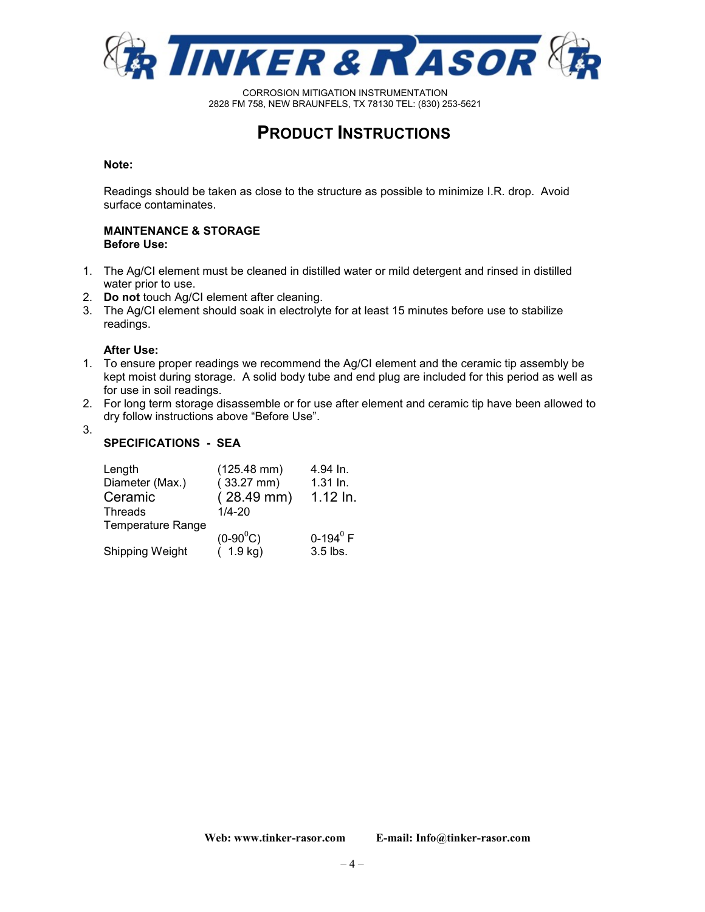TINKER & RASOR

CORROSION MITIGATION INSTRUMENTATION
2828 FM 758, NEW BRAUNFELS, TX 78130 TEL: (830) 253-5621

# PRODUCT INSTRUCTIONS

**Note:**

Readings should be taken as close to the structure as possible to minimize I.R. drop. Avoid surface contaminates.

**MAINTENANCE & STORAGE**
**Before Use:**

1. The Ag/Cl element must be cleaned in distilled water or mild detergent and rinsed in distilled water prior to use.
2. **Do not** touch Ag/Cl element after cleaning.
3. The Ag/Cl element should soak in electrolyte for at least 15 minutes before use to stabilize readings.

**After Use:**

1. To ensure proper readings we recommend the Ag/Cl element and the ceramic tip assembly be kept moist during storage. A solid body tube and end plug are included for this period as well as for use in soil readings.
2. For long term storage disassemble or for use after element and ceramic tip have been allowed to dry follow instructions above "Before Use".
3. 

**SPECIFICATIONS - SEA**

| | | |
|---|---|---|
| Length | (125.48 mm) | 4.94 In. |
| Diameter (Max.) | ( 33.27 mm) | 1.31 In. |
| Ceramic | ( 28.49 mm) | 1.12 In. |
| Threads | 1/4-20 | |
| Temperature Range | $(0\text{-}90^0\text{C})$ | $0\text{-}194^0$ F |
| Shipping Weight | ( 1.9 kg) | 3.5 lbs. |

**Web: www.tinker-rasor.com** **E-mail: Info@tinker-rasor.com**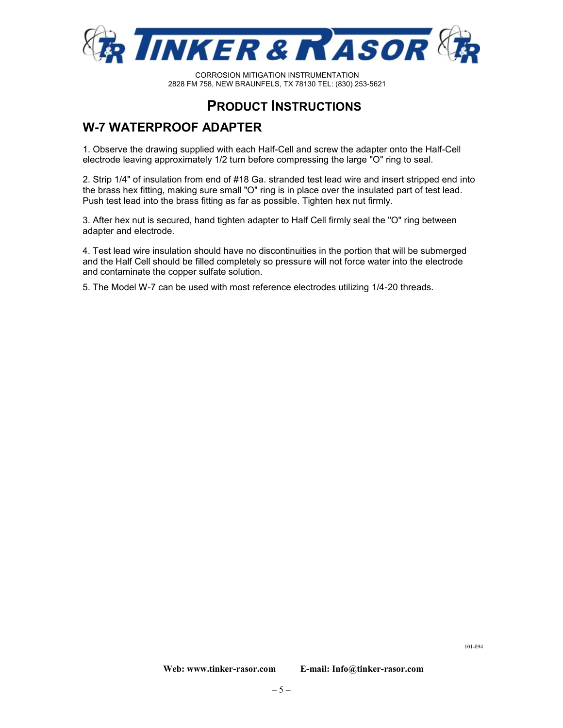# TINKER & RASOR

CORROSION MITIGATION INSTRUMENTATION
2828 FM 758, NEW BRAUNFELS, TX 78130 TEL: (830) 253-5621

## PRODUCT INSTRUCTIONS

## W-7 WATERPROOF ADAPTER

1. Observe the drawing supplied with each Half-Cell and screw the adapter onto the Half-Cell electrode leaving approximately 1/2 turn before compressing the large "O" ring to seal.

2. Strip 1/4" of insulation from end of #18 Ga. stranded test lead wire and insert stripped end into the brass hex fitting, making sure small "O" ring is in place over the insulated part of test lead. Push test lead into the brass fitting as far as possible. Tighten hex nut firmly.

3. After hex nut is secured, hand tighten adapter to Half Cell firmly seal the "O" ring between adapter and electrode.

4. Test lead wire insulation should have no discontinuities in the portion that will be submerged and the Half Cell should be filled completely so pressure will not force water into the electrode and contaminate the copper sulfate solution.

5. The Model W-7 can be used with most reference electrodes utilizing 1/4-20 threads.

101-094

**Web: www.tinker-rasor.com** **E-mail: Info@tinker-rasor.com**